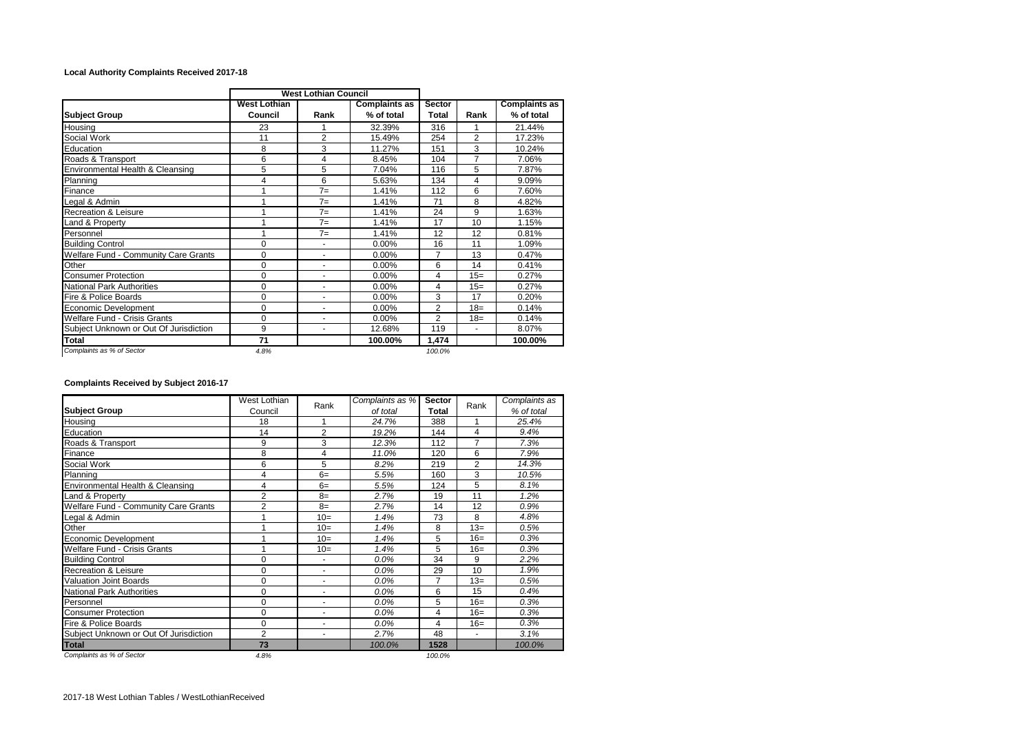**Local Authority Complaints Received 2017-18**

| | West Lothian Council | | | | | |
|---|---|---|---|---|---|---|
| **Subject Group** | **West Lothian Council** | **Rank** | **Complaints as % of total** | **Sector Total** | **Rank** | **Complaints as % of total** |
| Housing | 23 | 1 | 32.39% | 316 | 1 | 21.44% |
| Social Work | 11 | 2 | 15.49% | 254 | 2 | 17.23% |
| Education | 8 | 3 | 11.27% | 151 | 3 | 10.24% |
| Roads & Transport | 6 | 4 | 8.45% | 104 | 7 | 7.06% |
| Environmental Health & Cleansing | 5 | 5 | 7.04% | 116 | 5 | 7.87% |
| Planning | 4 | 6 | 5.63% | 134 | 4 | 9.09% |
| Finance | 1 | 7= | 1.41% | 112 | 6 | 7.60% |
| Legal & Admin | 1 | 7= | 1.41% | 71 | 8 | 4.82% |
| Recreation & Leisure | 1 | 7= | 1.41% | 24 | 9 | 1.63% |
| Land & Property | 1 | 7= | 1.41% | 17 | 10 | 1.15% |
| Personnel | 1 | 7= | 1.41% | 12 | 12 | 0.81% |
| Building Control | 0 | - | 0.00% | 16 | 11 | 1.09% |
| Welfare Fund - Community Care Grants | 0 | - | 0.00% | 7 | 13 | 0.47% |
| Other | 0 | - | 0.00% | 6 | 14 | 0.41% |
| Consumer Protection | 0 | - | 0.00% | 4 | 15= | 0.27% |
| National Park Authorities | 0 | - | 0.00% | 4 | 15= | 0.27% |
| Fire & Police Boards | 0 | - | 0.00% | 3 | 17 | 0.20% |
| Economic Development | 0 | - | 0.00% | 2 | 18= | 0.14% |
| Welfare Fund - Crisis Grants | 0 | - | 0.00% | 2 | 18= | 0.14% |
| Subject Unknown or Out Of Jurisdiction | 9 | - | 12.68% | 119 | - | 8.07% |
| **Total** | **71** | | **100.00%** | **1,474** | | **100.00%** |
| *Complaints as % of Sector* | *4.8%* | | | *100.0%* | | |

**Complaints Received by Subject 2016-17**

| **Subject Group** | West Lothian Council | Rank | *Complaints as % of total* | **Sector Total** | Rank | *Complaints as % of total* |
|---|---|---|---|---|---|---|
| Housing | 18 | 1 | *24.7%* | 388 | 1 | *25.4%* |
| Education | 14 | 2 | *19.2%* | 144 | 4 | *9.4%* |
| Roads & Transport | 9 | 3 | *12.3%* | 112 | 7 | *7.3%* |
| Finance | 8 | 4 | *11.0%* | 120 | 6 | *7.9%* |
| Social Work | 6 | 5 | *8.2%* | 219 | 2 | *14.3%* |
| Planning | 4 | 6= | *5.5%* | 160 | 3 | *10.5%* |
| Environmental Health & Cleansing | 4 | 6= | *5.5%* | 124 | 5 | *8.1%* |
| Land & Property | 2 | 8= | *2.7%* | 19 | 11 | *1.2%* |
| Welfare Fund - Community Care Grants | 2 | 8= | *2.7%* | 14 | 12 | *0.9%* |
| Legal & Admin | 1 | 10= | *1.4%* | 73 | 8 | *4.8%* |
| Other | 1 | 10= | *1.4%* | 8 | 13= | *0.5%* |
| Economic Development | 1 | 10= | *1.4%* | 5 | 16= | *0.3%* |
| Welfare Fund - Crisis Grants | 1 | 10= | *1.4%* | 5 | 16= | *0.3%* |
| Building Control | 0 | - | *0.0%* | 34 | 9 | *2.2%* |
| Recreation & Leisure | 0 | - | *0.0%* | 29 | 10 | *1.9%* |
| Valuation Joint Boards | 0 | - | *0.0%* | 7 | 13= | *0.5%* |
| National Park Authorities | 0 | - | *0.0%* | 6 | 15 | *0.4%* |
| Personnel | 0 | - | *0.0%* | 5 | 16= | *0.3%* |
| Consumer Protection | 0 | - | *0.0%* | 4 | 16= | *0.3%* |
| Fire & Police Boards | 0 | - | *0.0%* | 4 | 16= | *0.3%* |
| Subject Unknown or Out Of Jurisdiction | 2 | - | *2.7%* | 48 | - | *3.1%* |
| **Total** | **73** | | *100.0%* | **1528** | | *100.0%* |
| *Complaints as % of Sector* | *4.8%* | | | *100.0%* | | |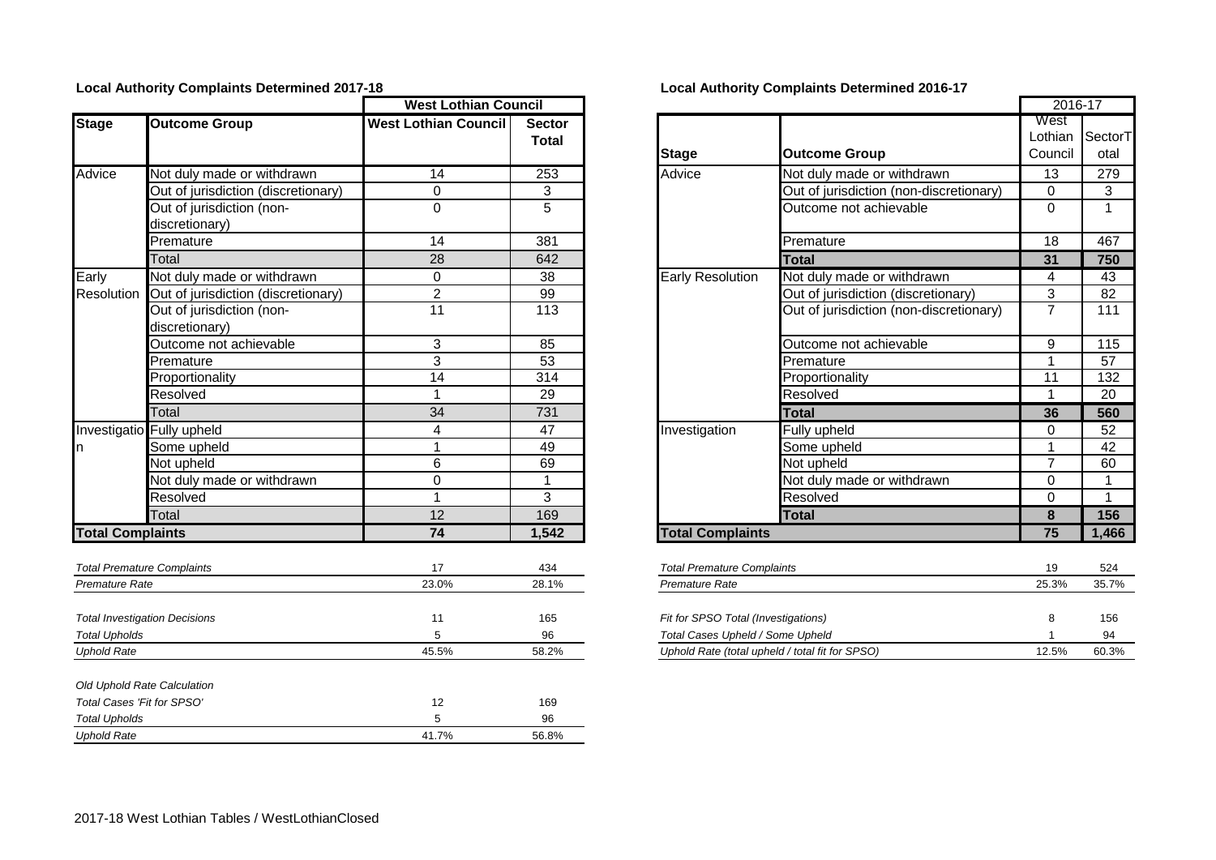## Local Authority Complaints Determined 2017-18

| Stage | Outcome Group | West Lothian Council | Sector Total |
|---|---|---|---|
| Advice | Not duly made or withdrawn | 14 | 253 |
| | Out of jurisdiction (discretionary) | 0 | 3 |
| | Out of jurisdiction (non-discretionary) | 0 | 5 |
| | Premature | 14 | 381 |
| | Total | 28 | 642 |
| Early Resolution | Not duly made or withdrawn | 0 | 38 |
| | Out of jurisdiction (discretionary) | 2 | 99 |
| | Out of jurisdiction (non-discretionary) | 11 | 113 |
| | Outcome not achievable | 3 | 85 |
| | Premature | 3 | 53 |
| | Proportionality | 14 | 314 |
| | Resolved | 1 | 29 |
| | Total | 34 | 731 |
| Investigation | Fully upheld | 4 | 47 |
| | Some upheld | 1 | 49 |
| | Not upheld | 6 | 69 |
| | Not duly made or withdrawn | 0 | 1 |
| | Resolved | 1 | 3 |
| | Total | 12 | 169 |
| **Total Complaints** | | **74** | **1,542** |

| | West Lothian Council | Sector Total |
|---|---|---|
| *Total Premature Complaints* | 17 | 434 |
| *Premature Rate* | 23.0% | 28.1% |
| *Total Investigation Decisions* | 11 | 165 |
| *Total Upholds* | 5 | 96 |
| *Uphold Rate* | 45.5% | 58.2% |
| *Old Uphold Rate Calculation* | | |
| *Total Cases 'Fit for SPSO'* | 12 | 169 |
| *Total Upholds* | 5 | 96 |
| *Uphold Rate* | 41.7% | 56.8% |

## Local Authority Complaints Determined 2016-17

| Stage | Outcome Group | West Lothian Council (2016-17) | Sector Total (2016-17) |
|---|---|---|---|
| Advice | Not duly made or withdrawn | 13 | 279 |
| | Out of jurisdiction (non-discretionary) | 0 | 3 |
| | Outcome not achievable | 0 | 1 |
| | Premature | 18 | 467 |
| | **Total** | **31** | **750** |
| Early Resolution | Not duly made or withdrawn | 4 | 43 |
| | Out of jurisdiction (discretionary) | 3 | 82 |
| | Out of jurisdiction (non-discretionary) | 7 | 111 |
| | Outcome not achievable | 9 | 115 |
| | Premature | 1 | 57 |
| | Proportionality | 11 | 132 |
| | Resolved | 1 | 20 |
| | **Total** | **36** | **560** |
| Investigation | Fully upheld | 0 | 52 |
| | Some upheld | 1 | 42 |
| | Not upheld | 7 | 60 |
| | Not duly made or withdrawn | 0 | 1 |
| | Resolved | 0 | 1 |
| | **Total** | **8** | **156** |
| **Total Complaints** | | **75** | **1,466** |

| | West Lothian Council | Sector Total |
|---|---|---|
| *Total Premature Complaints* | 19 | 524 |
| *Premature Rate* | 25.3% | 35.7% |
| *Fit for SPSO Total (Investigations)* | 8 | 156 |
| *Total Cases Upheld / Some Upheld* | 1 | 94 |
| *Uphold Rate (total upheld / total fit for SPSO)* | 12.5% | 60.3% |

2017-18 West Lothian Tables / WestLothianClosed